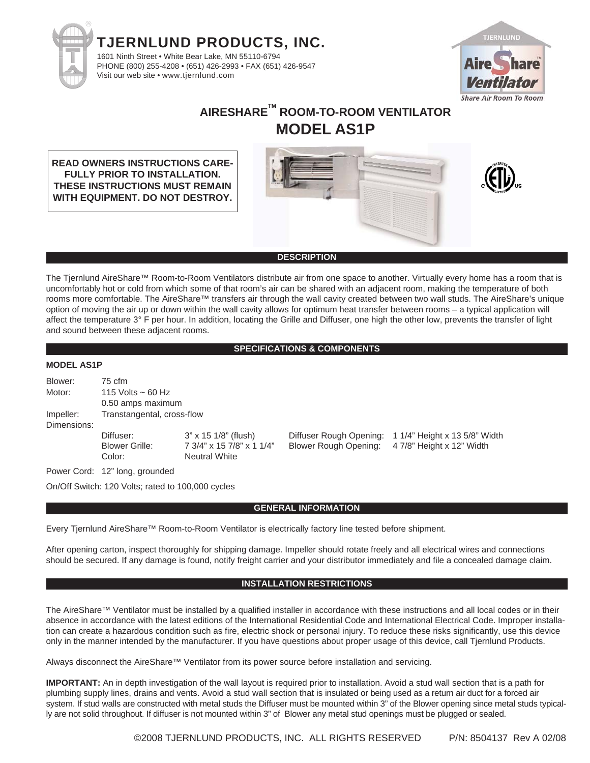# TJERNLUND PRODUCTS, INC.

1601 Ninth Street • White Bear Lake, MN 55110-6794
PHONE (800) 255-4208 • (651) 426-2993 • FAX (651) 426-9547
Visit our web site • www.tjernlund.com

## AIRESHARE™ ROOM-TO-ROOM VENTILATOR
## MODEL AS1P

**READ OWNERS INSTRUCTIONS CAREFULLY PRIOR TO INSTALLATION. THESE INSTRUCTIONS MUST REMAIN WITH EQUIPMENT. DO NOT DESTROY.**

## DESCRIPTION

The Tjernlund AireShare™ Room-to-Room Ventilators distribute air from one space to another. Virtually every home has a room that is uncomfortably hot or cold from which some of that room's air can be shared with an adjacent room, making the temperature of both rooms more comfortable. The AireShare™ transfers air through the wall cavity created between two wall studs. The AireShare's unique option of moving the air up or down within the wall cavity allows for optimum heat transfer between rooms – a typical application will affect the temperature 3° F per hour. In addition, locating the Grille and Diffuser, one high the other low, prevents the transfer of light and sound between these adjacent rooms.

## SPECIFICATIONS & COMPONENTS

**MODEL AS1P**

Blower: 75 cfm
Motor: 115 Volts ~ 60 Hz
0.50 amps maximum
Impeller: Transtangental, cross-flow
Dimensions:

| | | | |
|---|---|---|---|
| Diffuser: | 3" x 15 1/8" (flush) | Diffuser Rough Opening: | 1 1/4" Height x 13 5/8" Width |
| Blower Grille: | 7 3/4" x 15 7/8" x 1 1/4" | Blower Rough Opening: | 4 7/8" Height x 12" Width |
| Color: | Neutral White | | |

Power Cord: 12" long, grounded

On/Off Switch: 120 Volts; rated to 100,000 cycles

## GENERAL INFORMATION

Every Tjernlund AireShare™ Room-to-Room Ventilator is electrically factory line tested before shipment.

After opening carton, inspect thoroughly for shipping damage. Impeller should rotate freely and all electrical wires and connections should be secured. If any damage is found, notify freight carrier and your distributor immediately and file a concealed damage claim.

## INSTALLATION RESTRICTIONS

The AireShare™ Ventilator must be installed by a qualified installer in accordance with these instructions and all local codes or in their absence in accordance with the latest editions of the International Residential Code and International Electrical Code. Improper installation can create a hazardous condition such as fire, electric shock or personal injury. To reduce these risks significantly, use this device only in the manner intended by the manufacturer. If you have questions about proper usage of this device, call Tjernlund Products.

Always disconnect the AireShare™ Ventilator from its power source before installation and servicing.

**IMPORTANT:** An in depth investigation of the wall layout is required prior to installation. Avoid a stud wall section that is a path for plumbing supply lines, drains and vents. Avoid a stud wall section that is insulated or being used as a return air duct for a forced air system. If stud walls are constructed with metal studs the Diffuser must be mounted within 3" of the Blower opening since metal studs typically are not solid throughout. If diffuser is not mounted within 3" of Blower any metal stud openings must be plugged or sealed.

©2008 TJERNLUND PRODUCTS, INC. ALL RIGHTS RESERVED P/N: 8504137 Rev A 02/08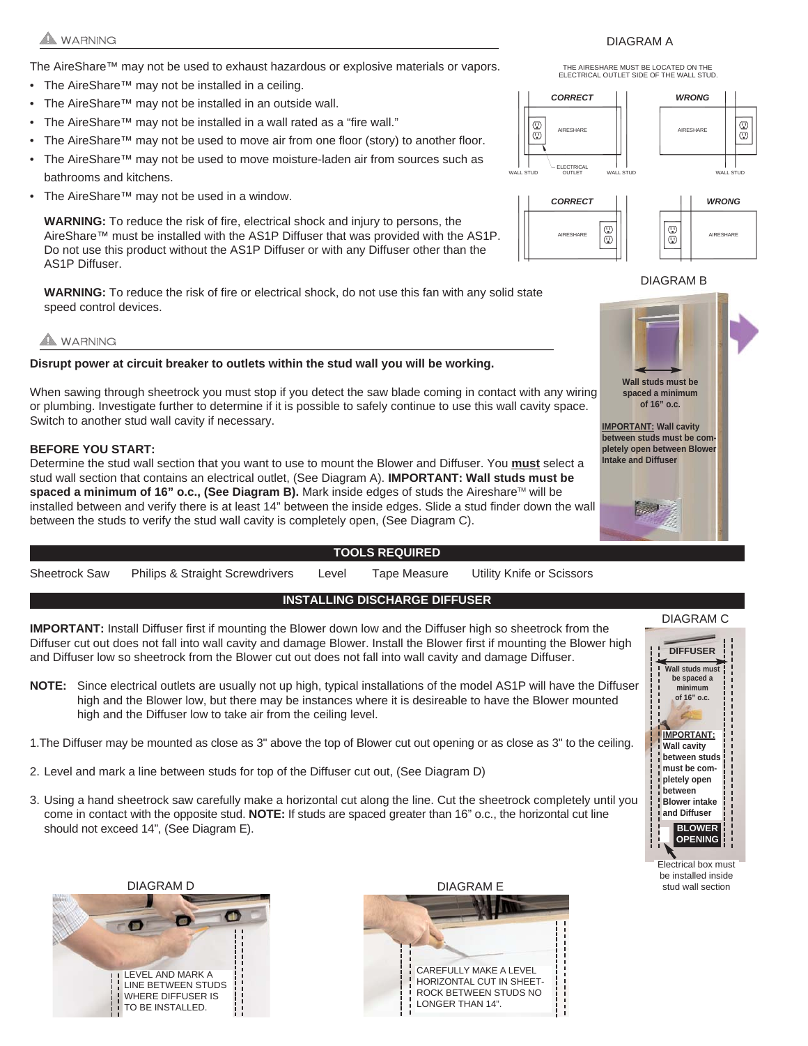## ⚠ WARNING

The AireShare™ may not be used to exhaust hazardous or explosive materials or vapors.

- The AireShare™ may not be installed in a ceiling.
- The AireShare™ may not be installed in an outside wall.
- The AireShare™ may not be installed in a wall rated as a "fire wall."
- The AireShare™ may not be used to move air from one floor (story) to another floor.
- The AireShare™ may not be used to move moisture-laden air from sources such as bathrooms and kitchens.
- The AireShare™ may not be used in a window.

**WARNING:** To reduce the risk of fire, electrical shock and injury to persons, the AireShare™ must be installed with the AS1P Diffuser that was provided with the AS1P. Do not use this product without the AS1P Diffuser or with any Diffuser other than the AS1P Diffuser.

**WARNING:** To reduce the risk of fire or electrical shock, do not use this fan with any solid state speed control devices.

DIAGRAM A

THE AIRESHARE MUST BE LOCATED ON THE ELECTRICAL OUTLET SIDE OF THE WALL STUD.

CORRECT / WRONG / CORRECT / WRONG — AIRESHARE, ELECTRICAL OUTLET, WALL STUD

## ⚠ WARNING

**Disrupt power at circuit breaker to outlets within the stud wall you will be working.**

When sawing through sheetrock you must stop if you detect the saw blade coming in contact with any wiring or plumbing. Investigate further to determine if it is possible to safely continue to use this wall cavity space. Switch to another stud wall cavity if necessary.

**BEFORE YOU START:**
Determine the stud wall section that you want to use to mount the Blower and Diffuser. You **must** select a stud wall section that contains an electrical outlet, (See Diagram A). **IMPORTANT: Wall studs must be spaced a minimum of 16" o.c., (See Diagram B).** Mark inside edges of studs the Aireshare™ will be installed between and verify there is at least 14" between the inside edges. Slide a stud finder down the wall between the studs to verify the stud wall cavity is completely open, (See Diagram C).

DIAGRAM B

**Wall studs must be spaced a minimum of 16" o.c.**

**IMPORTANT: Wall cavity between studs must be completely open between Blower Intake and Diffuser**

### TOOLS REQUIRED

| Sheetrock Saw | Philips & Straight Screwdrivers | Level | Tape Measure | Utility Knife or Scissors |
|---|---|---|---|---|

### INSTALLING DISCHARGE DIFFUSER

**IMPORTANT:** Install Diffuser first if mounting the Blower down low and the Diffuser high so sheetrock from the Diffuser cut out does not fall into wall cavity and damage Blower. Install the Blower first if mounting the Blower high and Diffuser low so sheetrock from the Blower cut out does not fall into wall cavity and damage Diffuser.

**NOTE:** Since electrical outlets are usually not up high, typical installations of the model AS1P will have the Diffuser high and the Blower low, but there may be instances where it is desireable to have the Blower mounted high and the Diffuser low to take air from the ceiling level.

1. The Diffuser may be mounted as close as 3" above the top of Blower cut out opening or as close as 3" to the ceiling.
2. Level and mark a line between studs for top of the Diffuser cut out, (See Diagram D)
3. Using a hand sheetrock saw carefully make a horizontal cut along the line. Cut the sheetrock completely until you come in contact with the opposite stud. **NOTE:** If studs are spaced greater than 16" o.c., the horizontal cut line should not exceed 14", (See Diagram E).

DIAGRAM C

**DIFFUSER**

**Wall studs must be spaced a minimum of 16" o.c.**

**IMPORTANT: Wall cavity between studs must be completely open between Blower intake and Diffuser**

**BLOWER OPENING**

Electrical box must be installed inside stud wall section

DIAGRAM D

LEVEL AND MARK A LINE BETWEEN STUDS WHERE DIFFUSER IS TO BE INSTALLED.

DIAGRAM E

CAREFULLY MAKE A LEVEL HORIZONTAL CUT IN SHEETROCK BETWEEN STUDS NO LONGER THAN 14".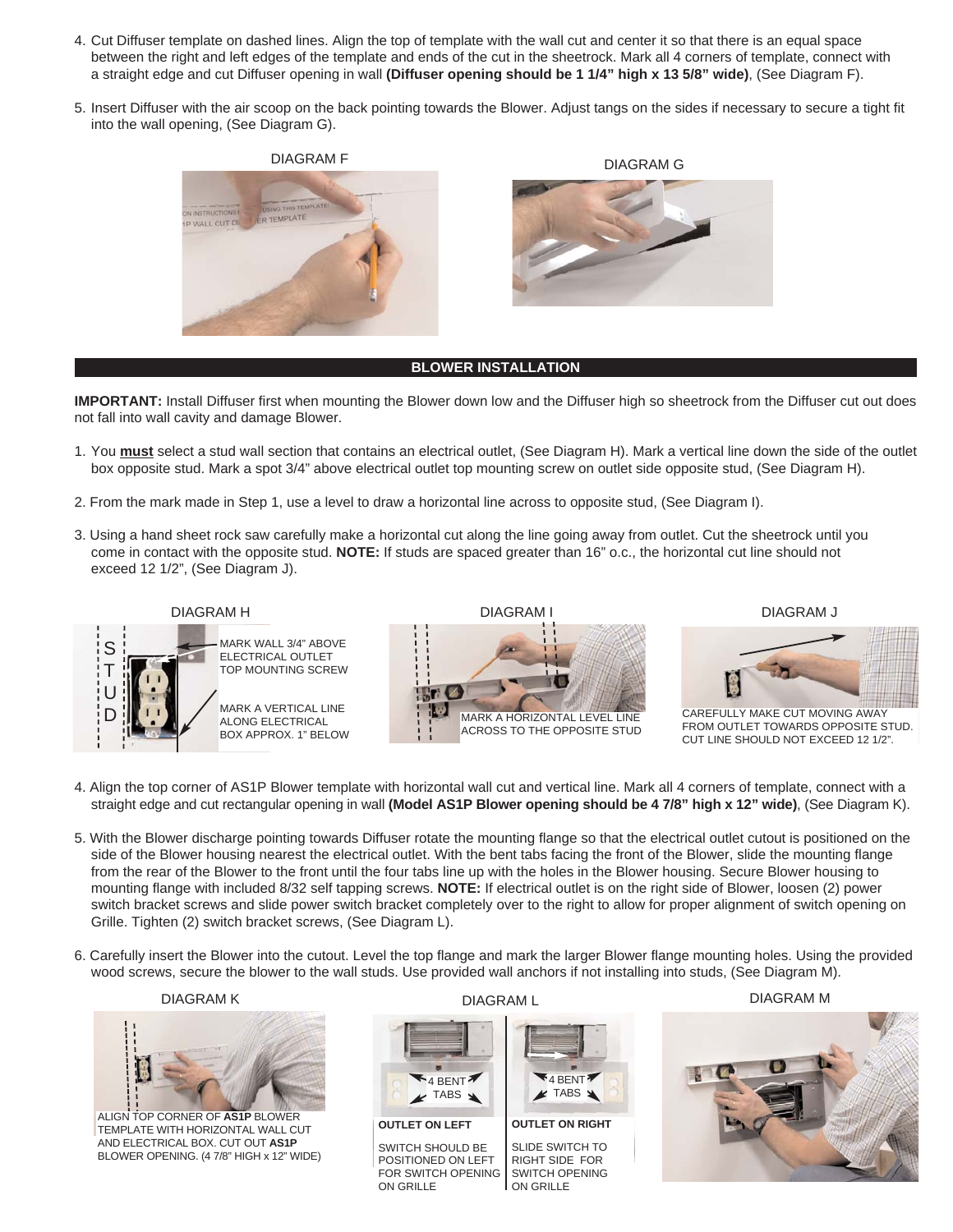4. Cut Diffuser template on dashed lines. Align the top of template with the wall cut and center it so that there is an equal space between the right and left edges of the template and ends of the cut in the sheetrock. Mark all 4 corners of template, connect with a straight edge and cut Diffuser opening in wall **(Diffuser opening should be 1 1/4" high x 13 5/8" wide)**, (See Diagram F).

5. Insert Diffuser with the air scoop on the back pointing towards the Blower. Adjust tangs on the sides if necessary to secure a tight fit into the wall opening, (See Diagram G).

DIAGRAM F

DIAGRAM G

## BLOWER INSTALLATION

**IMPORTANT:** Install Diffuser first when mounting the Blower down low and the Diffuser high so sheetrock from the Diffuser cut out does not fall into wall cavity and damage Blower.

1. You **must** select a stud wall section that contains an electrical outlet, (See Diagram H). Mark a vertical line down the side of the outlet box opposite stud. Mark a spot 3/4" above electrical outlet top mounting screw on outlet side opposite stud, (See Diagram H).

2. From the mark made in Step 1, use a level to draw a horizontal line across to opposite stud, (See Diagram I).

3. Using a hand sheet rock saw carefully make a horizontal cut along the line going away from outlet. Cut the sheetrock until you come in contact with the opposite stud. **NOTE:** If studs are spaced greater than 16" o.c., the horizontal cut line should not exceed 12 1/2", (See Diagram J).

DIAGRAM H

STUD

MARK WALL 3/4" ABOVE ELECTRICAL OUTLET TOP MOUNTING SCREW

MARK A VERTICAL LINE ALONG ELECTRICAL BOX APPROX. 1" BELOW

DIAGRAM I

MARK A HORIZONTAL LEVEL LINE ACROSS TO THE OPPOSITE STUD

DIAGRAM J

CAREFULLY MAKE CUT MOVING AWAY FROM OUTLET TOWARDS OPPOSITE STUD. CUT LINE SHOULD NOT EXCEED 12 1/2".

4. Align the top corner of AS1P Blower template with horizontal wall cut and vertical line. Mark all 4 corners of template, connect with a straight edge and cut rectangular opening in wall **(Model AS1P Blower opening should be 4 7/8" high x 12" wide)**, (See Diagram K).

5. With the Blower discharge pointing towards Diffuser rotate the mounting flange so that the electrical outlet cutout is positioned on the side of the Blower housing nearest the electrical outlet. With the bent tabs facing the front of the Blower, slide the mounting flange from the rear of the Blower to the front until the four tabs line up with the holes in the Blower housing. Secure Blower housing to mounting flange with included 8/32 self tapping screws. **NOTE:** If electrical outlet is on the right side of Blower, loosen (2) power switch bracket screws and slide power switch bracket completely over to the right to allow for proper alignment of switch opening on Grille. Tighten (2) switch bracket screws, (See Diagram L).

6. Carefully insert the Blower into the cutout. Level the top flange and mark the larger Blower flange mounting holes. Using the provided wood screws, secure the blower to the wall studs. Use provided wall anchors if not installing into studs, (See Diagram M).

DIAGRAM K

ALIGN TOP CORNER OF **AS1P** BLOWER TEMPLATE WITH HORIZONTAL WALL CUT AND ELECTRICAL BOX. CUT OUT **AS1P** BLOWER OPENING. (4 7/8" HIGH x 12" WIDE)

DIAGRAM L

4 BENT TABS

4 BENT TABS

**OUTLET ON LEFT**

SWITCH SHOULD BE POSITIONED ON LEFT FOR SWITCH OPENING ON GRILLE

**OUTLET ON RIGHT**

SLIDE SWITCH TO RIGHT SIDE FOR SWITCH OPENING ON GRILLE

DIAGRAM M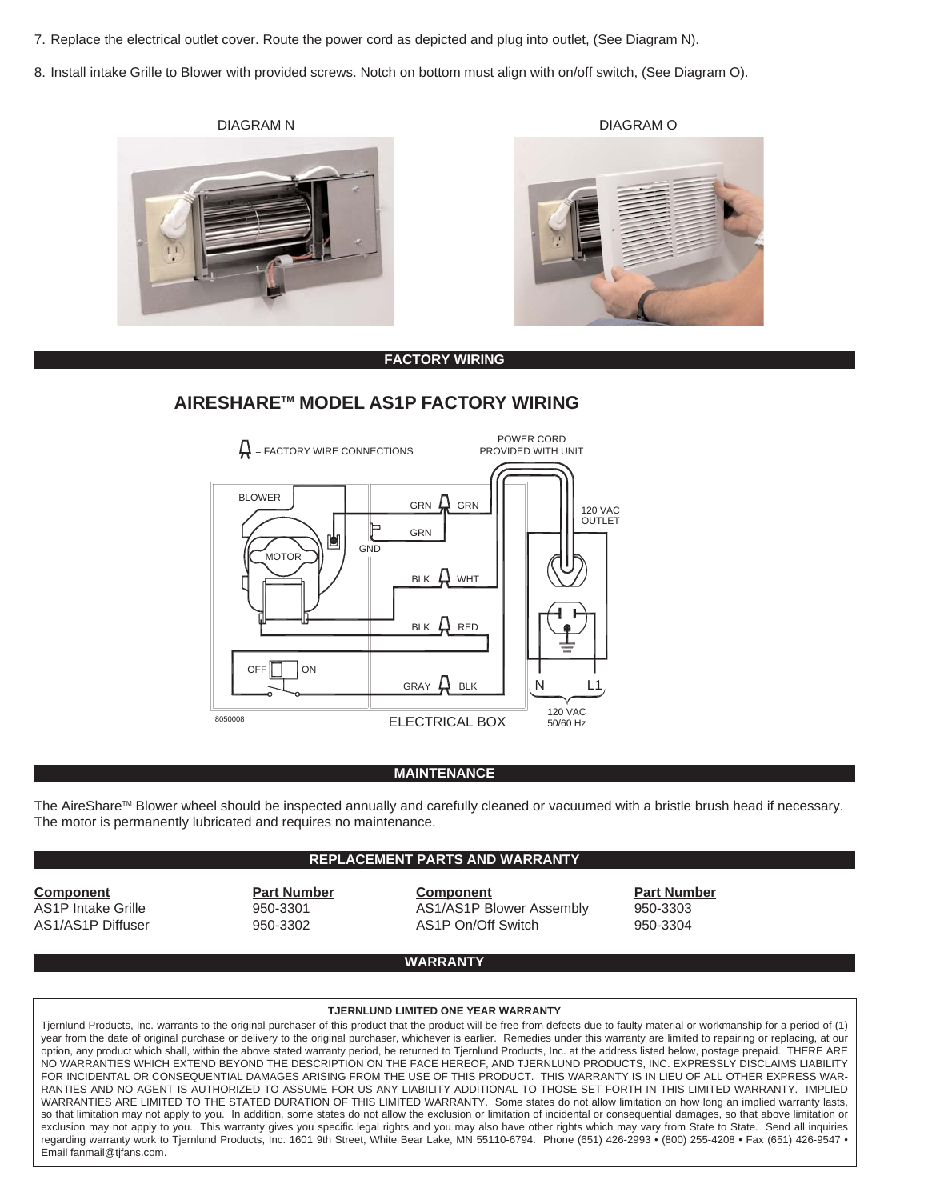7. Replace the electrical outlet cover. Route the power cord as depicted and plug into outlet, (See Diagram N).

8. Install intake Grille to Blower with provided screws. Notch on bottom must align with on/off switch, (See Diagram O).

DIAGRAM N

DIAGRAM O

## FACTORY WIRING

### AIRESHARE™ MODEL AS1P FACTORY WIRING

= FACTORY WIRE CONNECTIONS

POWER CORD PROVIDED WITH UNIT

BLOWER

MOTOR

GND

GRN GRN

GRN

BLK WHT

BLK RED

GRAY BLK

120 VAC OUTLET

OFF ON

N L1

120 VAC 50/60 Hz

8050008

ELECTRICAL BOX

## MAINTENANCE

The AireShare™ Blower wheel should be inspected annually and carefully cleaned or vacuumed with a bristle brush head if necessary. The motor is permanently lubricated and requires no maintenance.

## REPLACEMENT PARTS AND WARRANTY

| Component | Part Number | Component | Part Number |
|---|---|---|---|
| AS1P Intake Grille | 950-3301 | AS1/AS1P Blower Assembly | 950-3303 |
| AS1/AS1P Diffuser | 950-3302 | AS1P On/Off Switch | 950-3304 |

## WARRANTY

**TJERNLUND LIMITED ONE YEAR WARRANTY**

Tjernlund Products, Inc. warrants to the original purchaser of this product that the product will be free from defects due to faulty material or workmanship for a period of (1) year from the date of original purchase or delivery to the original purchaser, whichever is earlier. Remedies under this warranty are limited to repairing or replacing, at our option, any product which shall, within the above stated warranty period, be returned to Tjernlund Products, Inc. at the address listed below, postage prepaid. THERE ARE NO WARRANTIES WHICH EXTEND BEYOND THE DESCRIPTION ON THE FACE HEREOF, AND TJERNLUND PRODUCTS, INC. EXPRESSLY DISCLAIMS LIABILITY FOR INCIDENTAL OR CONSEQUENTIAL DAMAGES ARISING FROM THE USE OF THIS PRODUCT. THIS WARRANTY IS IN LIEU OF ALL OTHER EXPRESS WARRANTIES AND NO AGENT IS AUTHORIZED TO ASSUME FOR US ANY LIABILITY ADDITIONAL TO THOSE SET FORTH IN THIS LIMITED WARRANTY. IMPLIED WARRANTIES ARE LIMITED TO THE STATED DURATION OF THIS LIMITED WARRANTY. Some states do not allow limitation on how long an implied warranty lasts, so that limitation may not apply to you. In addition, some states do not allow the exclusion or limitation of incidental or consequential damages, so that above limitation or exclusion may not apply to you. This warranty gives you specific legal rights and you may also have other rights which may vary from State to State. Send all inquiries regarding warranty work to Tjernlund Products, Inc. 1601 9th Street, White Bear Lake, MN 55110-6794. Phone (651) 426-2993 • (800) 255-4208 • Fax (651) 426-9547 • Email fanmail@tjfans.com.